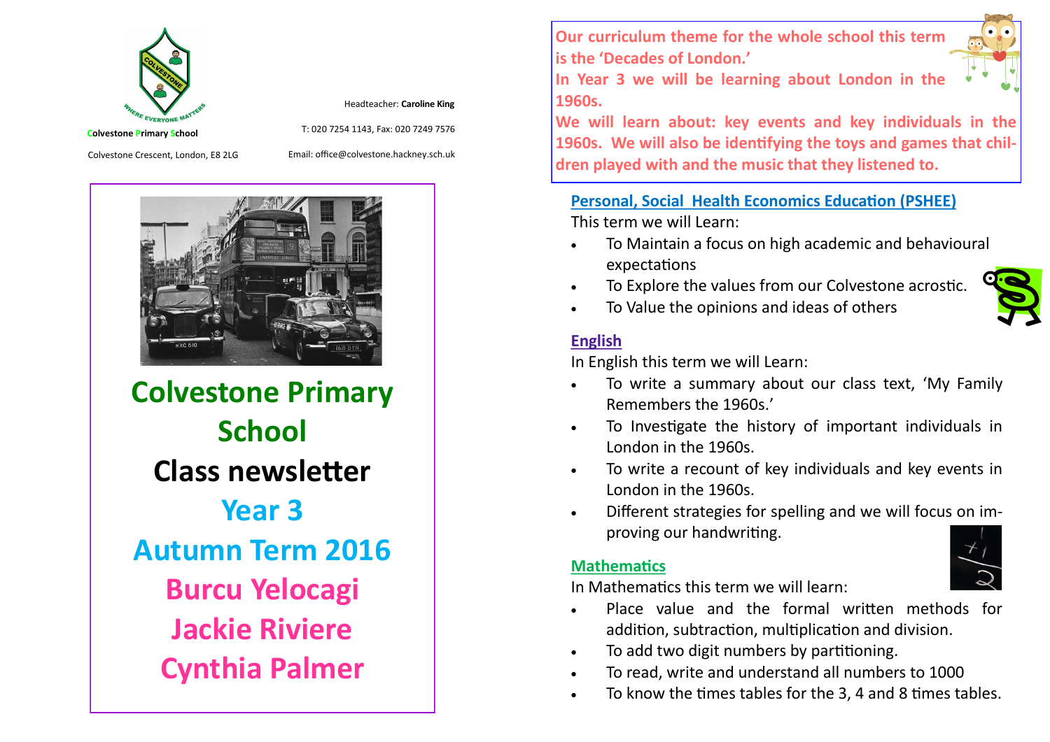Colvestone Primary School

Colvestone Crescent, London, E8 2LG

Headteacher: **Caroline King**

T: 020 7254 1143, Fax: 020 7249 7576

Email: office@colvestone.hackney.sch.uk

# Colvestone Primary School

## Class newsletter

## Year 3

## Autumn Term 2016

## Burcu Yelocagi

## Jackie Riviere

## Cynthia Palmer

**Our curriculum theme for the whole school this term is the 'Decades of London.'**
**In Year 3 we will be learning about London in the 1960s.**
**We will learn about: key events and key individuals in the 1960s. We will also be identifying the toys and games that children played with and the music that they listened to.**

## Personal, Social Health Economics Education (PSHEE)

This term we will Learn:

- To Maintain a focus on high academic and behavioural expectations
- To Explore the values from our Colvestone acrostic.
- To Value the opinions and ideas of others

## English

In English this term we will Learn:

- To write a summary about our class text, 'My Family Remembers the 1960s.'
- To Investigate the history of important individuals in London in the 1960s.
- To write a recount of key individuals and key events in London in the 1960s.
- Different strategies for spelling and we will focus on improving our handwriting.

## Mathematics

In Mathematics this term we will learn:

- Place value and the formal written methods for addition, subtraction, multiplication and division.
- To add two digit numbers by partitioning.
- To read, write and understand all numbers to 1000
- To know the times tables for the 3, 4 and 8 times tables.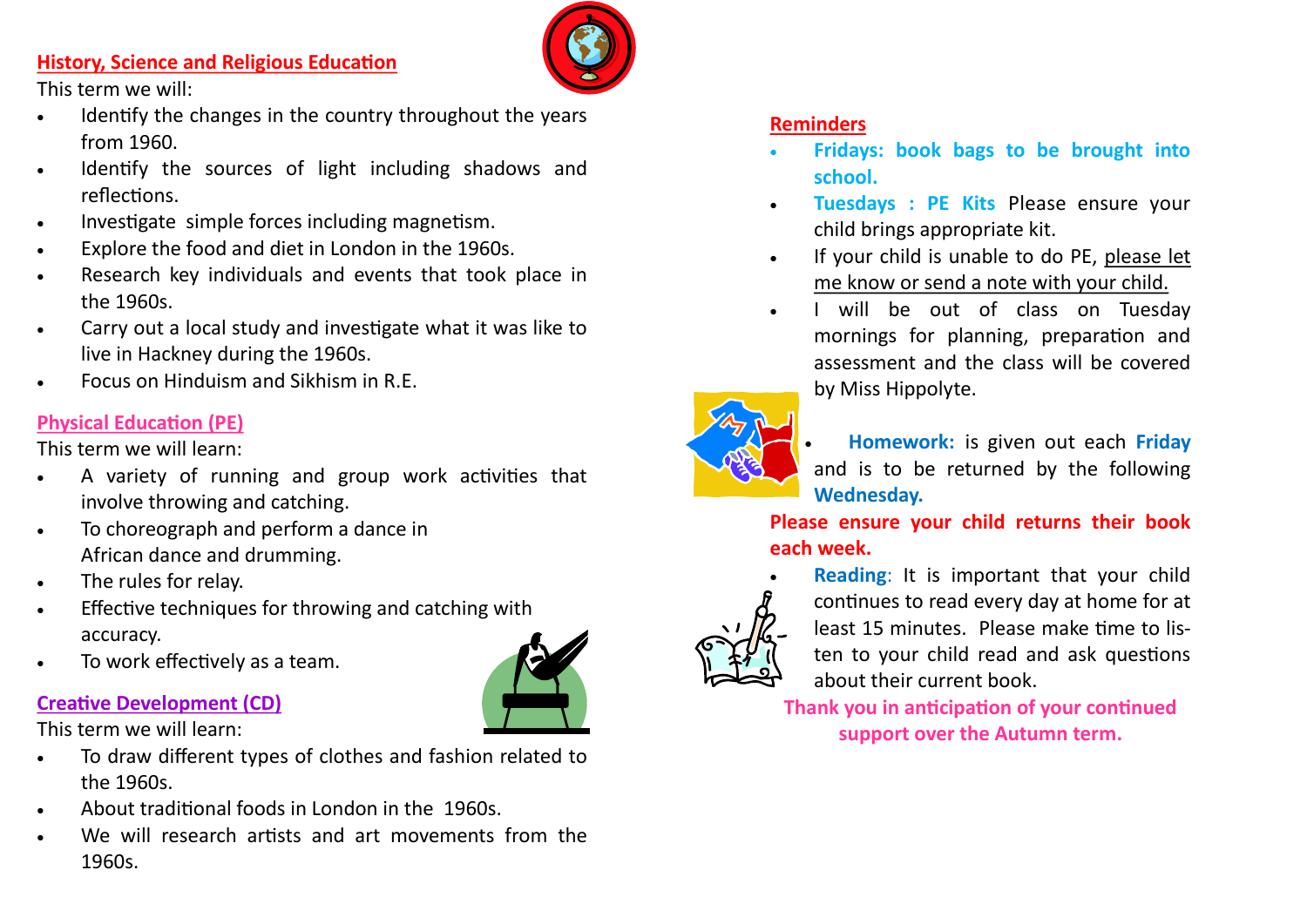## History, Science and Religious Education

This term we will:

- Identify the changes in the country throughout the years from 1960.
- Identify the sources of light including shadows and reflections.
- Investigate simple forces including magnetism.
- Explore the food and diet in London in the 1960s.
- Research key individuals and events that took place in the 1960s.
- Carry out a local study and investigate what it was like to live in Hackney during the 1960s.
- Focus on Hinduism and Sikhism in R.E.

## Physical Education (PE)

This term we will learn:

- A variety of running and group work activities that involve throwing and catching.
- To choreograph and perform a dance in African dance and drumming.
- The rules for relay.
- Effective techniques for throwing and catching with accuracy.
- To work effectively as a team.

## Creative Development (CD)

This term we will learn:

- To draw different types of clothes and fashion related to the 1960s.
- About traditional foods in London in the 1960s.
- We will research artists and art movements from the 1960s.

## Reminders

- **Fridays: book bags to be brought into school.**
- **Tuesdays : PE Kits** Please ensure your child brings appropriate kit.
- If your child is unable to do PE, please let me know or send a note with your child.
- I will be out of class on Tuesday mornings for planning, preparation and assessment and the class will be covered by Miss Hippolyte.
- **Homework:** is given out each **Friday** and is to be returned by the following **Wednesday.**

**Please ensure your child returns their book each week.**

- **Reading**: It is important that your child continues to read every day at home for at least 15 minutes. Please make time to listen to your child read and ask questions about their current book.

**Thank you in anticipation of your continued support over the Autumn term.**